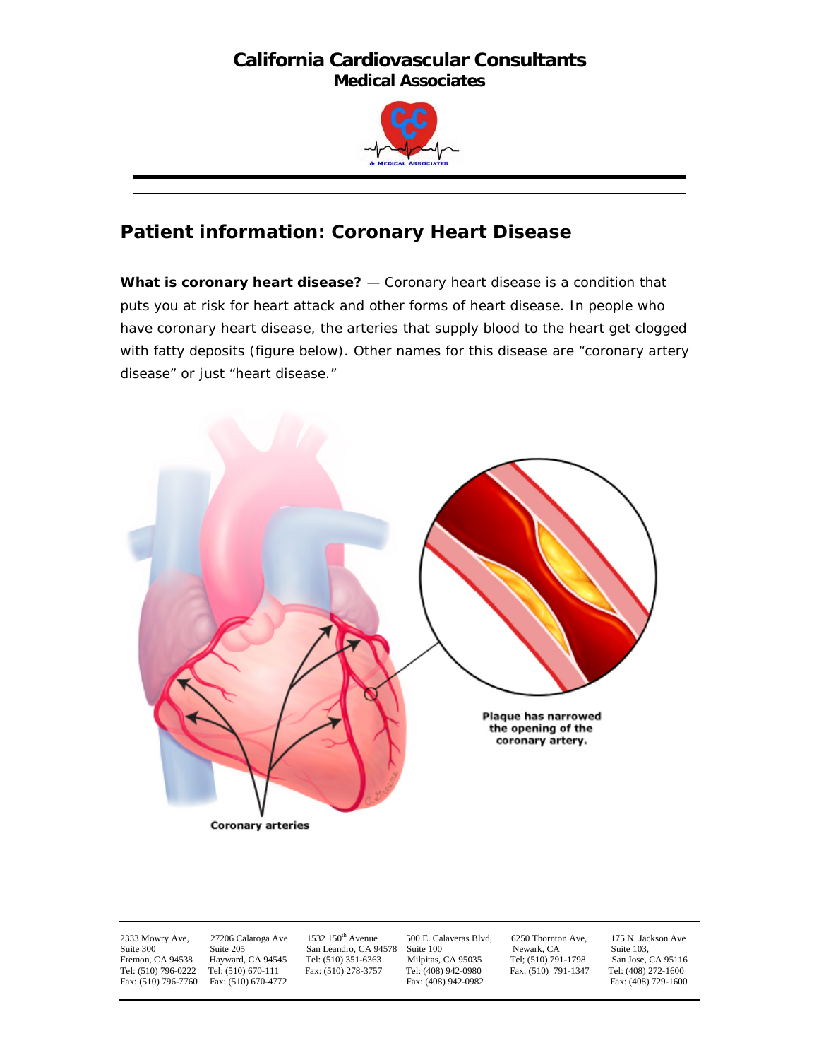# California Cardiovascular Consultants
## Medical Associates

## Patient information: Coronary Heart Disease

**What is coronary heart disease?** — Coronary heart disease is a condition that puts you at risk for heart attack and other forms of heart disease. In people who have coronary heart disease, the arteries that supply blood to the heart get clogged with fatty deposits (figure below). Other names for this disease are "coronary artery disease" or just "heart disease."

Plaque has narrowed the opening of the coronary artery.

Coronary arteries

| 2333 Mowry Ave, Suite 300 Fremon, CA 94538 Tel: (510) 796-0222 Fax: (510) 796-7760 | 27206 Calaroga Ave Suite 205 Hayward, CA 94545 Tel: (510) 670-111 Fax: (510) 670-4772 | 1532 150th Avenue San Leandro, CA 94578 Tel: (510) 351-6363 Fax: (510) 278-3757 | 500 E. Calaveras Blvd, Suite 100 Milpitas, CA 95035 Tel: (408) 942-0980 Fax: (408) 942-0982 | 6250 Thornton Ave, Newark, CA Tel; (510) 791-1798 Fax: (510) 791-1347 | 175 N. Jackson Ave Suite 103, San Jose, CA 95116 Tel: (408) 272-1600 Fax: (408) 729-1600 |
| --- | --- | --- | --- | --- | --- |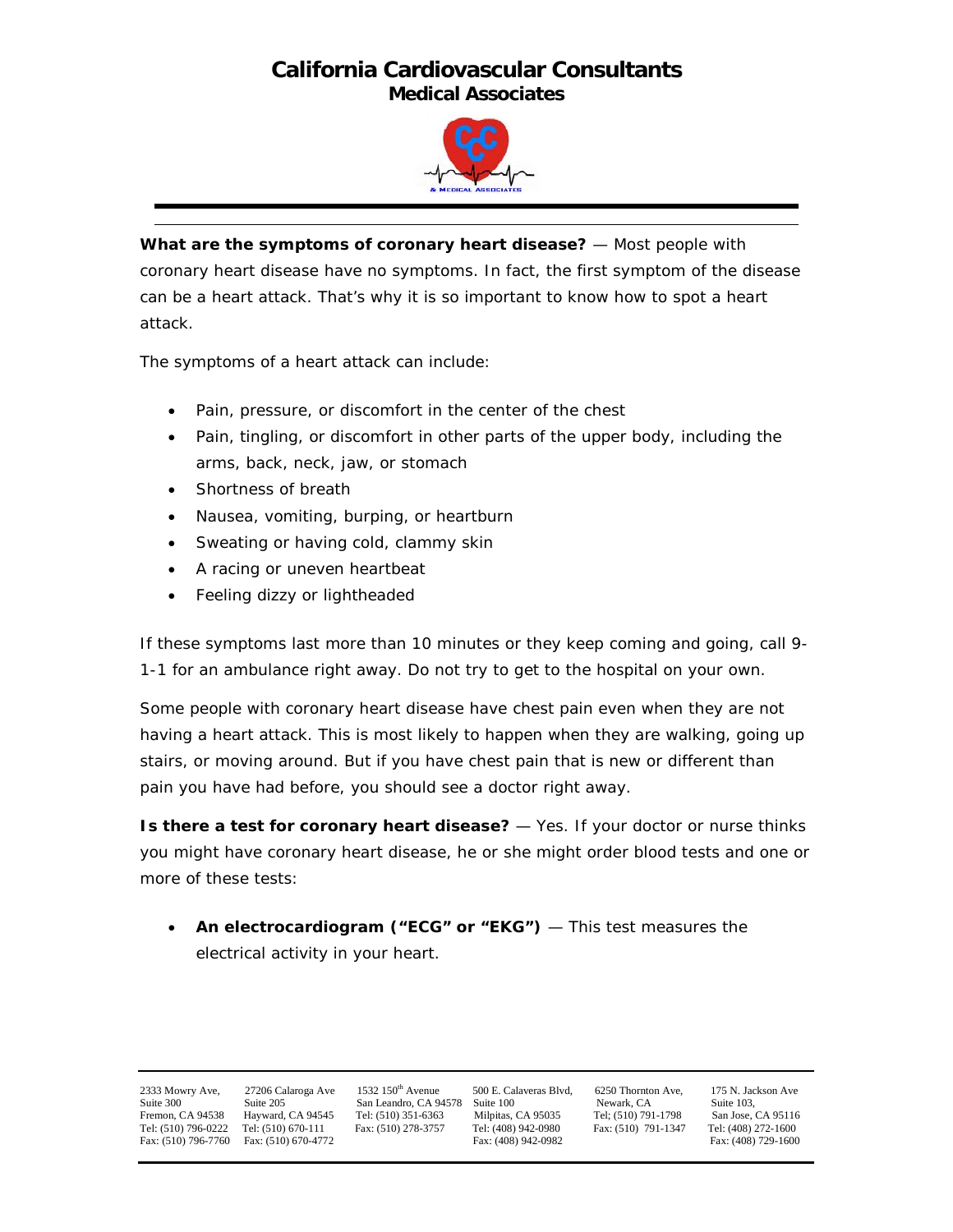**What are the symptoms of coronary heart disease?** — Most people with coronary heart disease have no symptoms. In fact, the first symptom of the disease can be a heart attack. That's why it is so important to know how to spot a heart attack.

The symptoms of a heart attack can include:

- Pain, pressure, or discomfort in the center of the chest
- Pain, tingling, or discomfort in other parts of the upper body, including the arms, back, neck, jaw, or stomach
- Shortness of breath
- Nausea, vomiting, burping, or heartburn
- Sweating or having cold, clammy skin
- A racing or uneven heartbeat
- Feeling dizzy or lightheaded

If these symptoms last more than 10 minutes or they keep coming and going, call 9-1-1 for an ambulance right away. Do not try to get to the hospital on your own.

Some people with coronary heart disease have chest pain even when they are not having a heart attack. This is most likely to happen when they are walking, going up stairs, or moving around. But if you have chest pain that is new or different than pain you have had before, you should see a doctor right away.

**Is there a test for coronary heart disease?** — Yes. If your doctor or nurse thinks you might have coronary heart disease, he or she might order blood tests and one or more of these tests:

- **An electrocardiogram ("ECG" or "EKG")** — This test measures the electrical activity in your heart.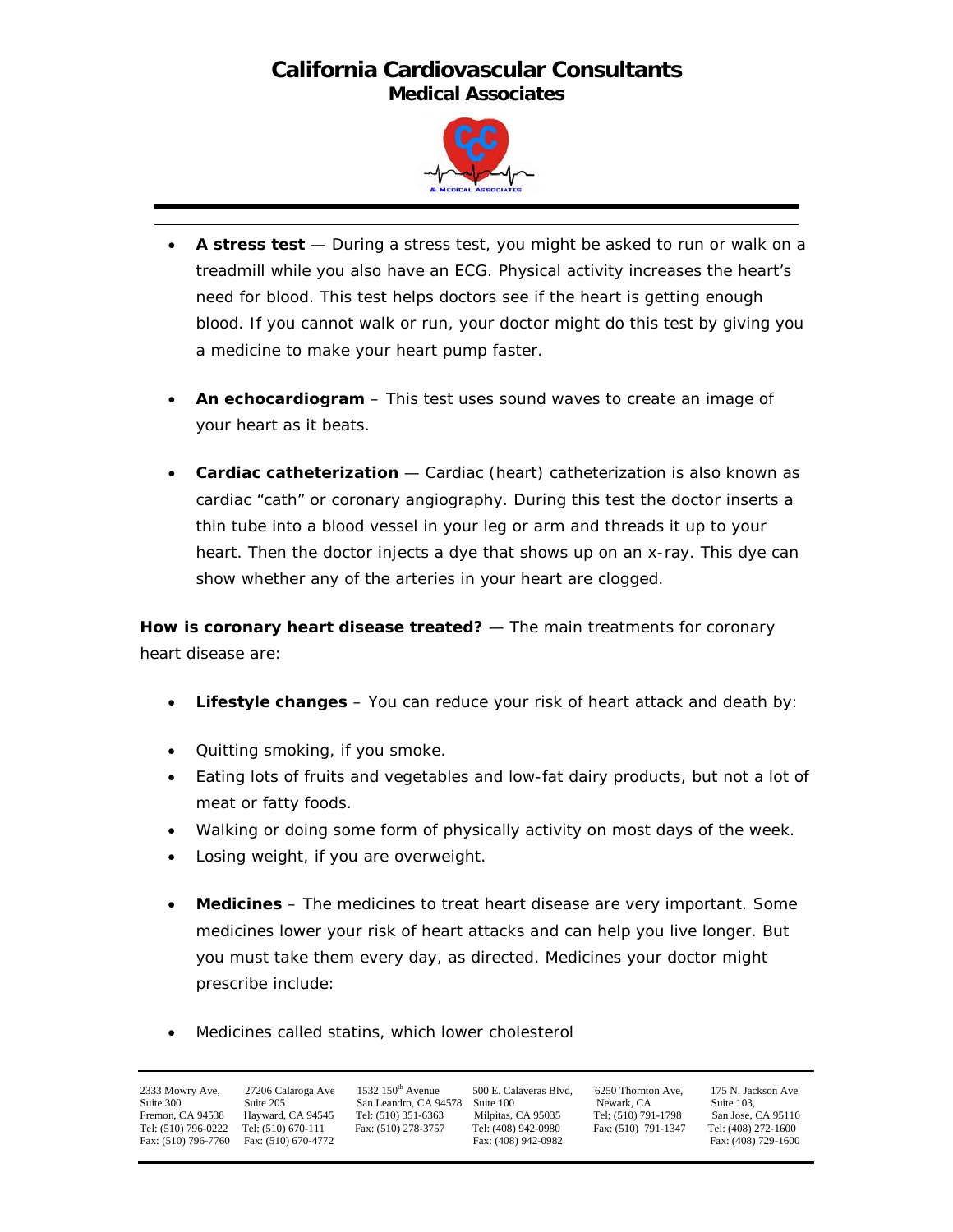- **A stress test** — During a stress test, you might be asked to run or walk on a treadmill while you also have an ECG. Physical activity increases the heart's need for blood. This test helps doctors see if the heart is getting enough blood. If you cannot walk or run, your doctor might do this test by giving you a medicine to make your heart pump faster.

- **An echocardiogram** – This test uses sound waves to create an image of your heart as it beats.

- **Cardiac catheterization** — Cardiac (heart) catheterization is also known as cardiac "cath" or coronary angiography. During this test the doctor inserts a thin tube into a blood vessel in your leg or arm and threads it up to your heart. Then the doctor injects a dye that shows up on an x-ray. This dye can show whether any of the arteries in your heart are clogged.

**How is coronary heart disease treated?** — The main treatments for coronary heart disease are:

- **Lifestyle changes** – You can reduce your risk of heart attack and death by:

- Quitting smoking, if you smoke.
- Eating lots of fruits and vegetables and low-fat dairy products, but not a lot of meat or fatty foods.
- Walking or doing some form of physically activity on most days of the week.
- Losing weight, if you are overweight.

- **Medicines** – The medicines to treat heart disease are very important. Some medicines lower your risk of heart attacks and can help you live longer. But you must take them every day, as directed. Medicines your doctor might prescribe include:

- Medicines called statins, which lower cholesterol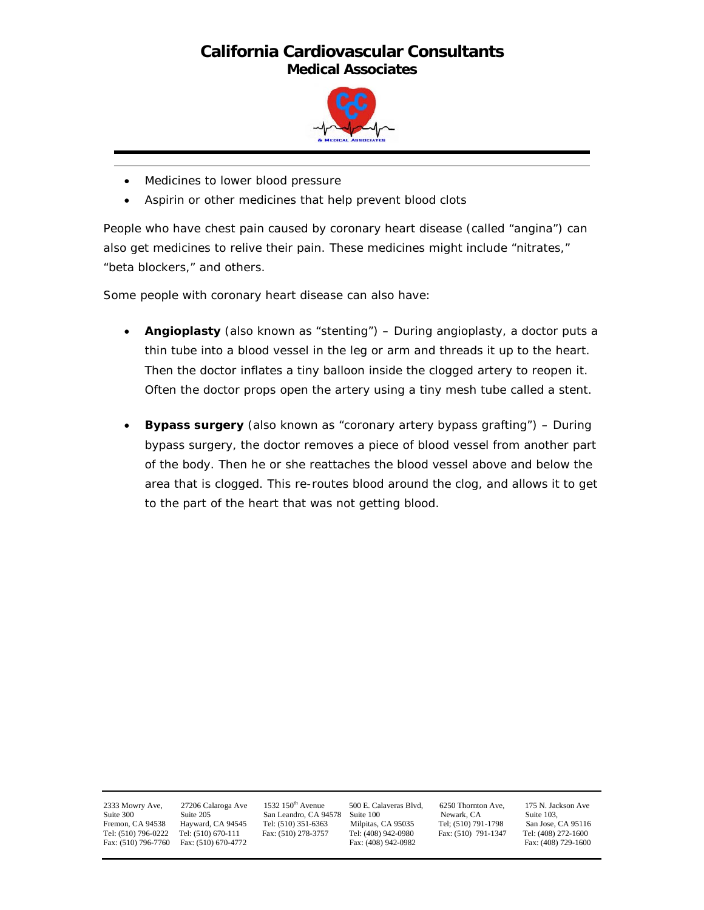- Medicines to lower blood pressure
- Aspirin or other medicines that help prevent blood clots

People who have chest pain caused by coronary heart disease (called "angina") can also get medicines to relive their pain. These medicines might include "nitrates," "beta blockers," and others.

Some people with coronary heart disease can also have:

- **Angioplasty** (also known as "stenting") – During angioplasty, a doctor puts a thin tube into a blood vessel in the leg or arm and threads it up to the heart. Then the doctor inflates a tiny balloon inside the clogged artery to reopen it. Often the doctor props open the artery using a tiny mesh tube called a stent.

- **Bypass surgery** (also known as "coronary artery bypass grafting") – During bypass surgery, the doctor removes a piece of blood vessel from another part of the body. Then he or she reattaches the blood vessel above and below the area that is clogged. This re-routes blood around the clog, and allows it to get to the part of the heart that was not getting blood.